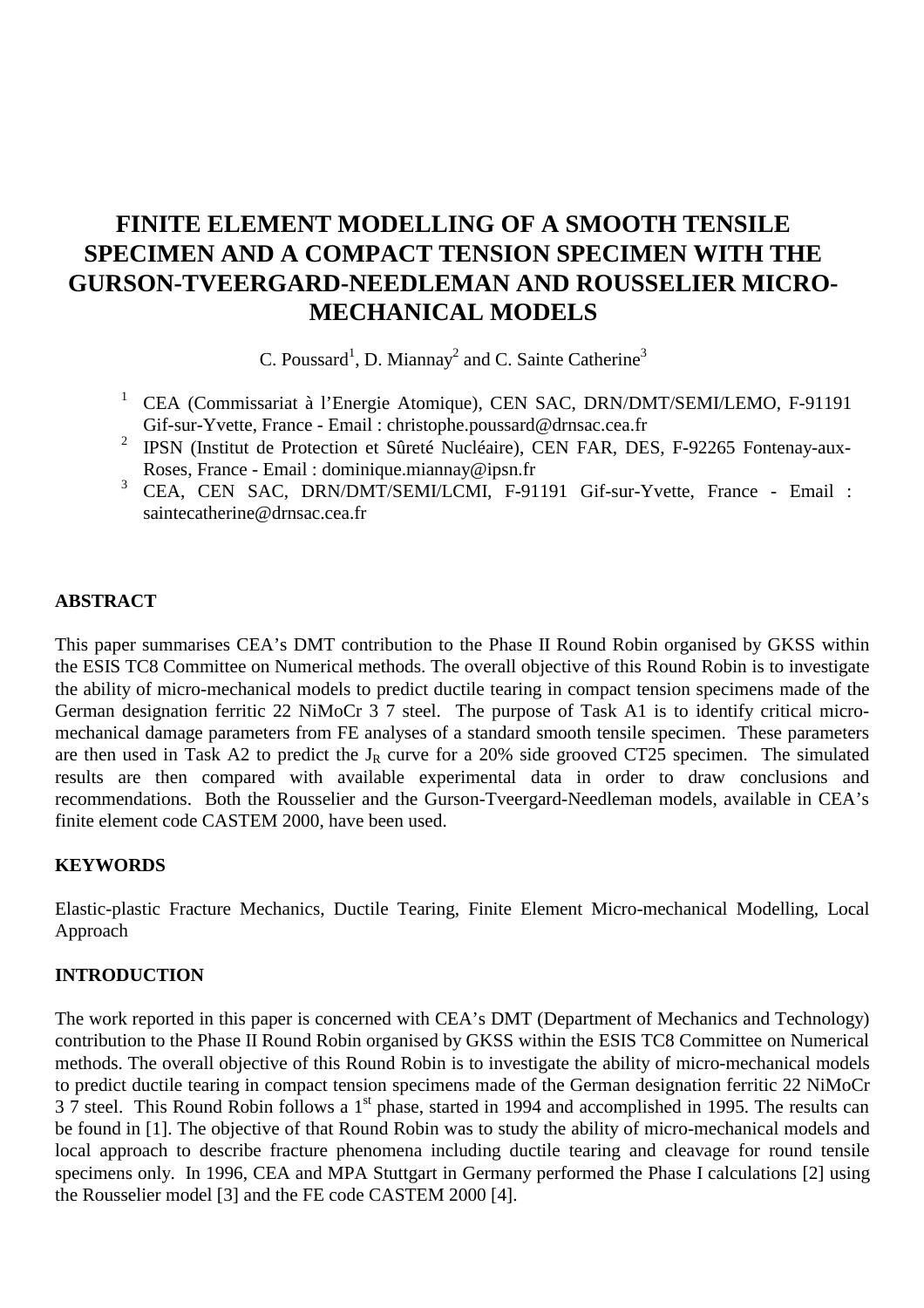# FINITE ELEMENT MODELLING OF A SMOOTH TENSILE SPECIMEN AND A COMPACT TENSION SPECIMEN WITH THE GURSON-TVEERGARD-NEEDLEMAN AND ROUSSELIER MICRO-MECHANICAL MODELS

C. Poussard[1], D. Miannay[2] and C. Sainte Catherine[3]

[1] CEA (Commissariat à l'Energie Atomique), CEN SAC, DRN/DMT/SEMI/LEMO, F-91191 Gif-sur-Yvette, France - Email : christophe.poussard@drnsac.cea.fr

[2] IPSN (Institut de Protection et Sûreté Nucléaire), CEN FAR, DES, F-92265 Fontenay-aux-Roses, France - Email : dominique.miannay@ipsn.fr

[3] CEA, CEN SAC, DRN/DMT/SEMI/LCMI, F-91191 Gif-sur-Yvette, France - Email : saintecatherine@drnsac.cea.fr

## ABSTRACT

This paper summarises CEA's DMT contribution to the Phase II Round Robin organised by GKSS within the ESIS TC8 Committee on Numerical methods. The overall objective of this Round Robin is to investigate the ability of micro-mechanical models to predict ductile tearing in compact tension specimens made of the German designation ferritic 22 NiMoCr 3 7 steel. The purpose of Task A1 is to identify critical micro-mechanical damage parameters from FE analyses of a standard smooth tensile specimen. These parameters are then used in Task A2 to predict the $J_R$ curve for a 20% side grooved CT25 specimen. The simulated results are then compared with available experimental data in order to draw conclusions and recommendations. Both the Rousselier and the Gurson-Tveergard-Needleman models, available in CEA's finite element code CASTEM 2000, have been used.

## KEYWORDS

Elastic-plastic Fracture Mechanics, Ductile Tearing, Finite Element Micro-mechanical Modelling, Local Approach

## INTRODUCTION

The work reported in this paper is concerned with CEA's DMT (Department of Mechanics and Technology) contribution to the Phase II Round Robin organised by GKSS within the ESIS TC8 Committee on Numerical methods. The overall objective of this Round Robin is to investigate the ability of micro-mechanical models to predict ductile tearing in compact tension specimens made of the German designation ferritic 22 NiMoCr 3 7 steel. This Round Robin follows a 1st phase, started in 1994 and accomplished in 1995. The results can be found in [1]. The objective of that Round Robin was to study the ability of micro-mechanical models and local approach to describe fracture phenomena including ductile tearing and cleavage for round tensile specimens only. In 1996, CEA and MPA Stuttgart in Germany performed the Phase I calculations [2] using the Rousselier model [3] and the FE code CASTEM 2000 [4].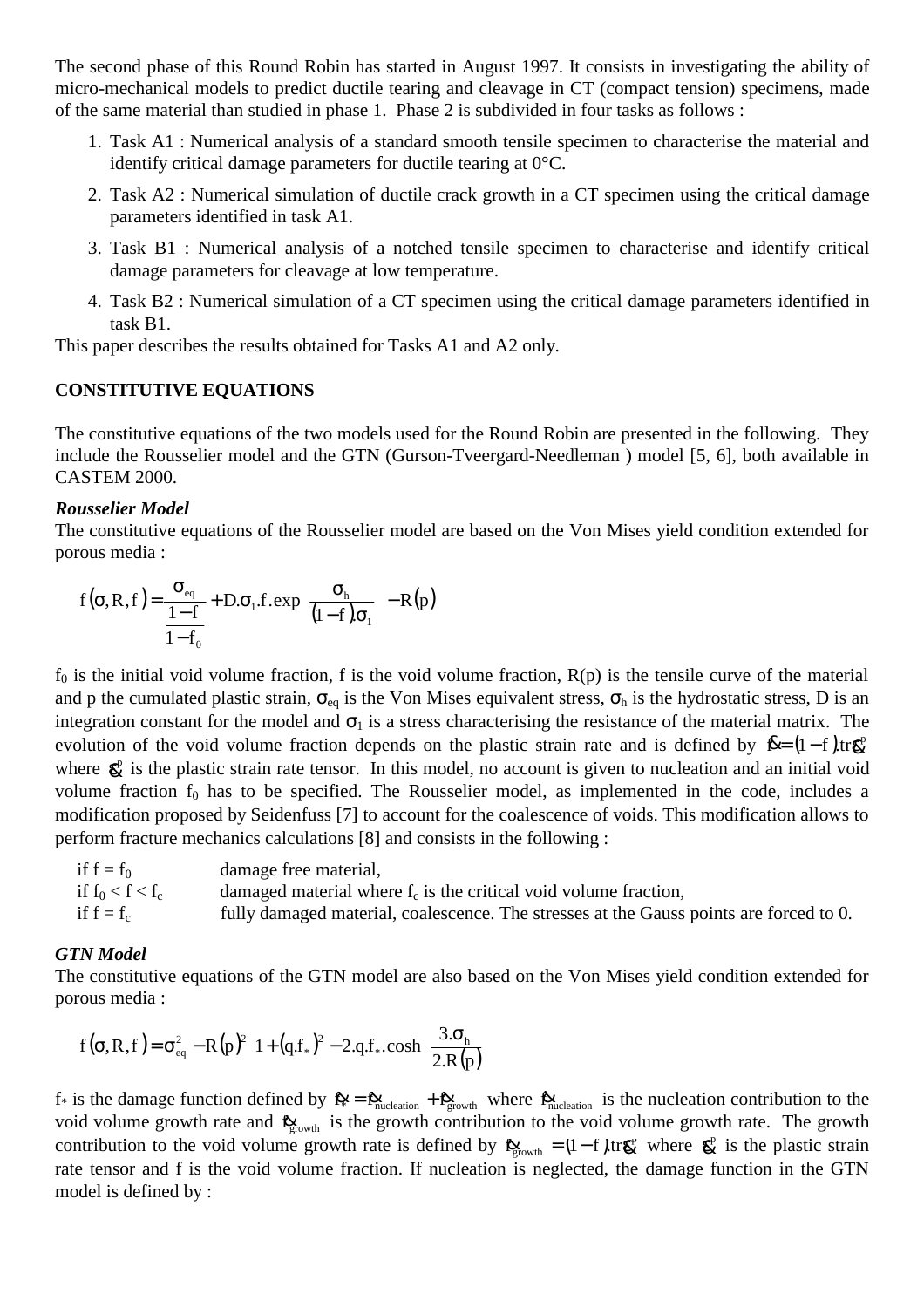The second phase of this Round Robin has started in August 1997. It consists in investigating the ability of micro-mechanical models to predict ductile tearing and cleavage in CT (compact tension) specimens, made of the same material than studied in phase 1. Phase 2 is subdivided in four tasks as follows :

1. Task A1 : Numerical analysis of a standard smooth tensile specimen to characterise the material and identify critical damage parameters for ductile tearing at 0°C.
2. Task A2 : Numerical simulation of ductile crack growth in a CT specimen using the critical damage parameters identified in task A1.
3. Task B1 : Numerical analysis of a notched tensile specimen to characterise and identify critical damage parameters for cleavage at low temperature.
4. Task B2 : Numerical simulation of a CT specimen using the critical damage parameters identified in task B1.

This paper describes the results obtained for Tasks A1 and A2 only.

**CONSTITUTIVE EQUATIONS**

The constitutive equations of the two models used for the Round Robin are presented in the following. They include the Rousselier model and the GTN (Gurson-Tveergard-Needleman ) model [5, 6], both available in CASTEM 2000.

***Rousselier Model***

The constitutive equations of the Rousselier model are based on the Von Mises yield condition extended for porous media :

$$f(\sigma, R, f) = \frac{\sigma_{eq}}{\dfrac{1-f}{1-f_0}} + D.\sigma_1.f.\exp\left(\frac{\sigma_h}{(1-f).\sigma_1}\right) - R(p)$$

$f_0$ is the initial void volume fraction, f is the void volume fraction, R(p) is the tensile curve of the material and p the cumulated plastic strain, $\sigma_{eq}$ is the Von Mises equivalent stress, $\sigma_h$ is the hydrostatic stress, D is an integration constant for the model and $\sigma_1$ is a stress characterising the resistance of the material matrix. The evolution of the void volume fraction depends on the plastic strain rate and is defined by $\dot{f} = (1-f).\mathrm{tr}\dot{\varepsilon}^p$ where $\dot{\varepsilon}^p$ is the plastic strain rate tensor. In this model, no account is given to nucleation and an initial void volume fraction $f_0$ has to be specified. The Rousselier model, as implemented in the code, includes a modification proposed by Seidenfuss [7] to account for the coalescence of voids. This modification allows to perform fracture mechanics calculations [8] and consists in the following :

- if $f = f_0$ — damage free material,
- if $f_0 < f < f_c$ — damaged material where $f_c$ is the critical void volume fraction,
- if $f = f_c$ — fully damaged material, coalescence. The stresses at the Gauss points are forced to 0.

***GTN Model***

The constitutive equations of the GTN model are also based on the Von Mises yield condition extended for porous media :

$$f(\sigma, R, f) = \sigma_{eq}^2 - R(p)^2\left[1 + (q.f_*)^2 - 2.q.f_*.\cosh\left(\frac{3.\sigma_h}{2.R(p)}\right)\right]$$

$f_*$ is the damage function defined by $\dot{f}_* = \dot{f}_{nucleation} + \dot{f}_{growth}$ where $\dot{f}_{nucleation}$ is the nucleation contribution to the void volume growth rate and $\dot{f}_{growth}$ is the growth contribution to the void volume growth rate. The growth contribution to the void volume growth rate is defined by $\dot{f}_{growth} = (1-f).\mathrm{tr}\dot{\varepsilon}^p$ where $\dot{\varepsilon}^p$ is the plastic strain rate tensor and f is the void volume fraction. If nucleation is neglected, the damage function in the GTN model is defined by :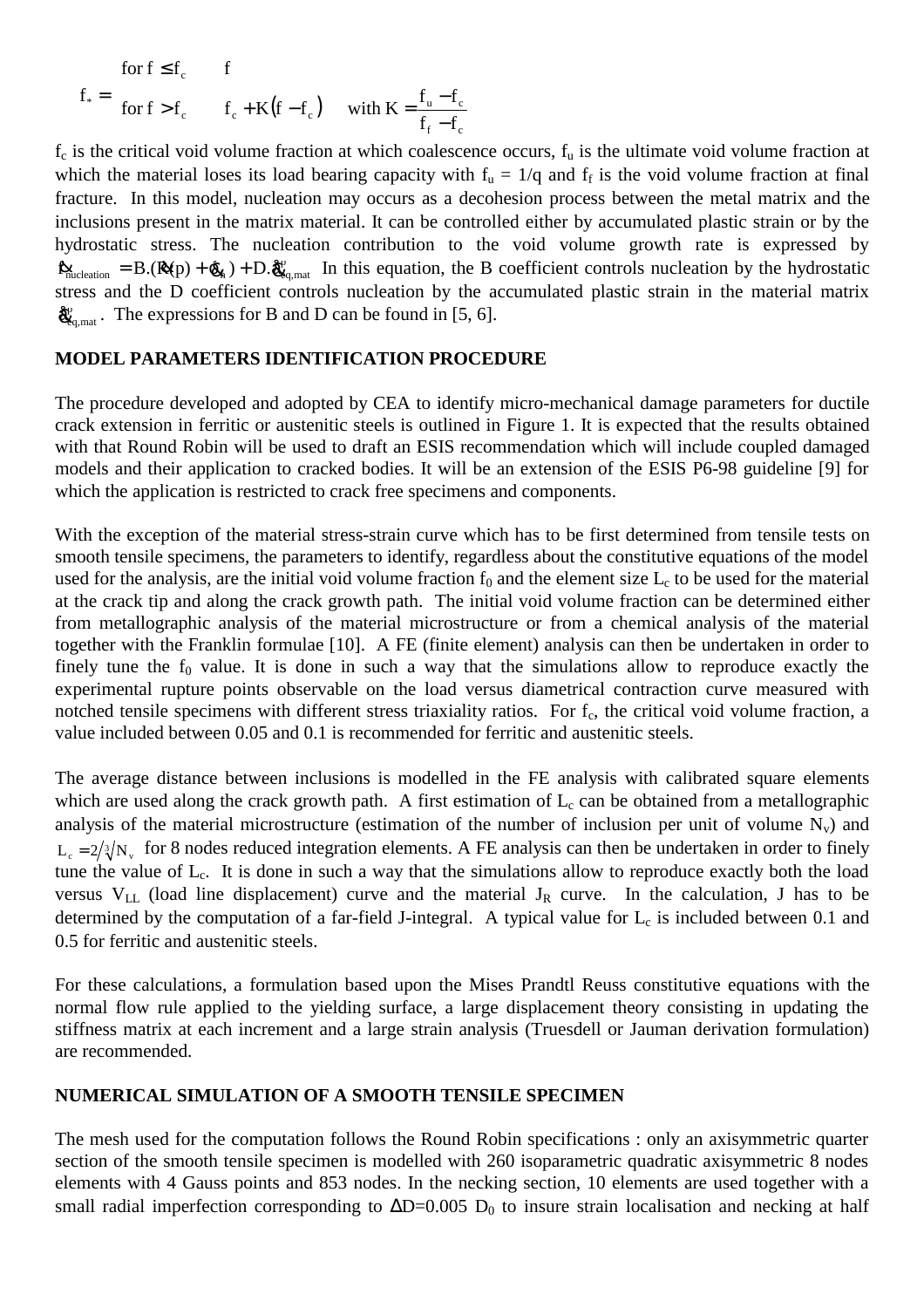$$f_* = \begin{cases} \text{for } f \le f_c & f \\ \text{for } f > f_c & f_c + K(f - f_c) \quad \text{with } K = \dfrac{f_u - f_c}{f_f - f_c} \end{cases}$$

$f_c$ is the critical void volume fraction at which coalescence occurs, $f_u$ is the ultimate void volume fraction at which the material loses its load bearing capacity with $f_u$ = 1/q and $f_f$ is the void volume fraction at final fracture. In this model, nucleation may occurs as a decohesion process between the metal matrix and the inclusions present in the matrix material. It can be controlled either by accumulated plastic strain or by the hydrostatic stress. The nucleation contribution to the void volume growth rate is expressed by $\dot{f}_{nucleation} = B.(\dot{R}(p) + \dot{\sigma}_m) + D.\dot{\varepsilon}^p_{eq,mat}$ In this equation, the B coefficient controls nucleation by the hydrostatic stress and the D coefficient controls nucleation by the accumulated plastic strain in the material matrix $\dot{\varepsilon}^p_{eq,mat}$. The expressions for B and D can be found in [5, 6].

## MODEL PARAMETERS IDENTIFICATION PROCEDURE

The procedure developed and adopted by CEA to identify micro-mechanical damage parameters for ductile crack extension in ferritic or austenitic steels is outlined in Figure 1. It is expected that the results obtained with that Round Robin will be used to draft an ESIS recommendation which will include coupled damaged models and their application to cracked bodies. It will be an extension of the ESIS P6-98 guideline [9] for which the application is restricted to crack free specimens and components.

With the exception of the material stress-strain curve which has to be first determined from tensile tests on smooth tensile specimens, the parameters to identify, regardless about the constitutive equations of the model used for the analysis, are the initial void volume fraction $f_0$ and the element size $L_c$ to be used for the material at the crack tip and along the crack growth path. The initial void volume fraction can be determined either from metallographic analysis of the material microstructure or from a chemical analysis of the material together with the Franklin formulae [10]. A FE (finite element) analysis can then be undertaken in order to finely tune the $f_0$ value. It is done in such a way that the simulations allow to reproduce exactly the experimental rupture points observable on the load versus diametrical contraction curve measured with notched tensile specimens with different stress triaxiality ratios. For $f_c$, the critical void volume fraction, a value included between 0.05 and 0.1 is recommended for ferritic and austenitic steels.

The average distance between inclusions is modelled in the FE analysis with calibrated square elements which are used along the crack growth path. A first estimation of $L_c$ can be obtained from a metallographic analysis of the material microstructure (estimation of the number of inclusion per unit of volume $N_v$) and $L_c = 2/\sqrt[3]{N_v}$ for 8 nodes reduced integration elements. A FE analysis can then be undertaken in order to finely tune the value of $L_c$. It is done in such a way that the simulations allow to reproduce exactly both the load versus $V_{LL}$ (load line displacement) curve and the material $J_R$ curve. In the calculation, J has to be determined by the computation of a far-field J-integral. A typical value for $L_c$ is included between 0.1 and 0.5 for ferritic and austenitic steels.

For these calculations, a formulation based upon the Mises Prandtl Reuss constitutive equations with the normal flow rule applied to the yielding surface, a large displacement theory consisting in updating the stiffness matrix at each increment and a large strain analysis (Truesdell or Jauman derivation formulation) are recommended.

## NUMERICAL SIMULATION OF A SMOOTH TENSILE SPECIMEN

The mesh used for the computation follows the Round Robin specifications : only an axisymmetric quarter section of the smooth tensile specimen is modelled with 260 isoparametric quadratic axisymmetric 8 nodes elements with 4 Gauss points and 853 nodes. In the necking section, 10 elements are used together with a small radial imperfection corresponding to $\Delta D = 0.005\ D_0$ to insure strain localisation and necking at half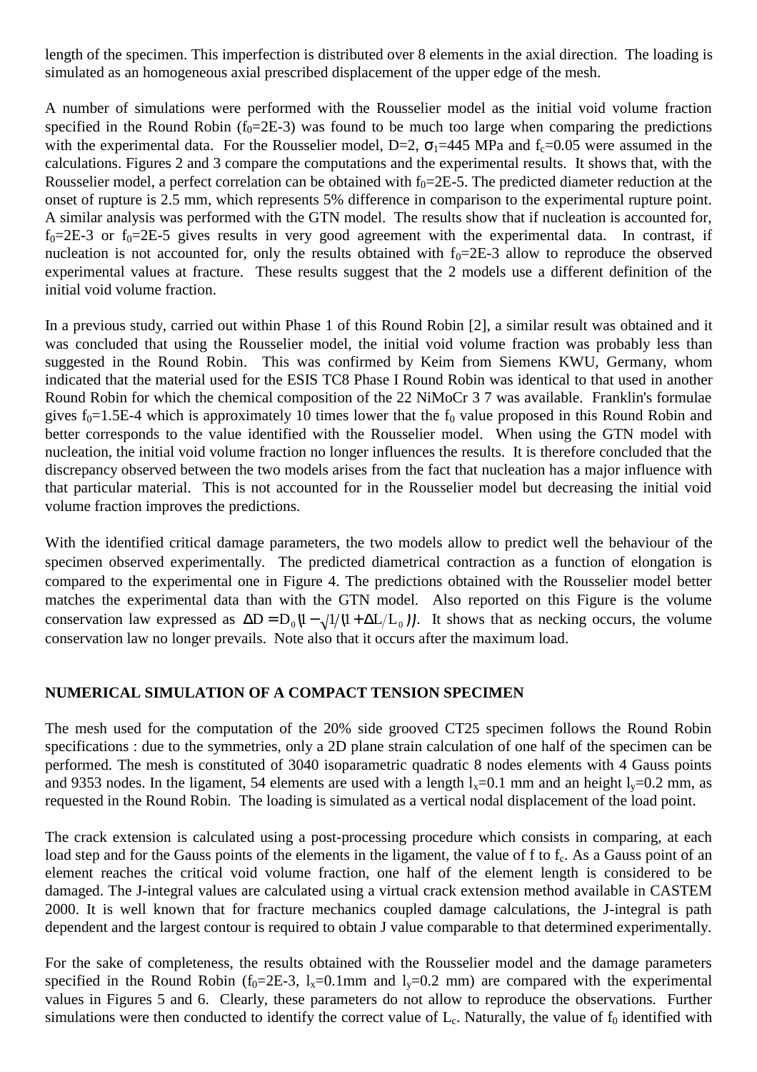length of the specimen. This imperfection is distributed over 8 elements in the axial direction. The loading is simulated as an homogeneous axial prescribed displacement of the upper edge of the mesh.

A number of simulations were performed with the Rousselier model as the initial void volume fraction specified in the Round Robin ($f_0$=2E-3) was found to be much too large when comparing the predictions with the experimental data. For the Rousselier model, D=2, $\sigma_1$=445 MPa and $f_c$=0.05 were assumed in the calculations. Figures 2 and 3 compare the computations and the experimental results. It shows that, with the Rousselier model, a perfect correlation can be obtained with $f_0$=2E-5. The predicted diameter reduction at the onset of rupture is 2.5 mm, which represents 5% difference in comparison to the experimental rupture point. A similar analysis was performed with the GTN model. The results show that if nucleation is accounted for, $f_0$=2E-3 or $f_0$=2E-5 gives results in very good agreement with the experimental data. In contrast, if nucleation is not accounted for, only the results obtained with $f_0$=2E-3 allow to reproduce the observed experimental values at fracture. These results suggest that the 2 models use a different definition of the initial void volume fraction.

In a previous study, carried out within Phase 1 of this Round Robin [2], a similar result was obtained and it was concluded that using the Rousselier model, the initial void volume fraction was probably less than suggested in the Round Robin. This was confirmed by Keim from Siemens KWU, Germany, whom indicated that the material used for the ESIS TC8 Phase I Round Robin was identical to that used in another Round Robin for which the chemical composition of the 22 NiMoCr 3 7 was available. Franklin's formulae gives $f_0$=1.5E-4 which is approximately 10 times lower that the $f_0$ value proposed in this Round Robin and better corresponds to the value identified with the Rousselier model. When using the GTN model with nucleation, the initial void volume fraction no longer influences the results. It is therefore concluded that the discrepancy observed between the two models arises from the fact that nucleation has a major influence with that particular material. This is not accounted for in the Rousselier model but decreasing the initial void volume fraction improves the predictions.

With the identified critical damage parameters, the two models allow to predict well the behaviour of the specimen observed experimentally. The predicted diametrical contraction as a function of elongation is compared to the experimental one in Figure 4. The predictions obtained with the Rousselier model better matches the experimental data than with the GTN model. Also reported on this Figure is the volume conservation law expressed as $\Delta D = D_0\left(1-\sqrt{1/(1+\Delta L/L_0)}\right)$. It shows that as necking occurs, the volume conservation law no longer prevails. Note also that it occurs after the maximum load.

## NUMERICAL SIMULATION OF A COMPACT TENSION SPECIMEN

The mesh used for the computation of the 20% side grooved CT25 specimen follows the Round Robin specifications : due to the symmetries, only a 2D plane strain calculation of one half of the specimen can be performed. The mesh is constituted of 3040 isoparametric quadratic 8 nodes elements with 4 Gauss points and 9353 nodes. In the ligament, 54 elements are used with a length $l_x$=0.1 mm and an height $l_y$=0.2 mm, as requested in the Round Robin. The loading is simulated as a vertical nodal displacement of the load point.

The crack extension is calculated using a post-processing procedure which consists in comparing, at each load step and for the Gauss points of the elements in the ligament, the value of f to $f_c$. As a Gauss point of an element reaches the critical void volume fraction, one half of the element length is considered to be damaged. The J-integral values are calculated using a virtual crack extension method available in CASTEM 2000. It is well known that for fracture mechanics coupled damage calculations, the J-integral is path dependent and the largest contour is required to obtain J value comparable to that determined experimentally.

For the sake of completeness, the results obtained with the Rousselier model and the damage parameters specified in the Round Robin ($f_0$=2E-3, $l_x$=0.1mm and $l_y$=0.2 mm) are compared with the experimental values in Figures 5 and 6. Clearly, these parameters do not allow to reproduce the observations. Further simulations were then conducted to identify the correct value of $L_c$. Naturally, the value of $f_0$ identified with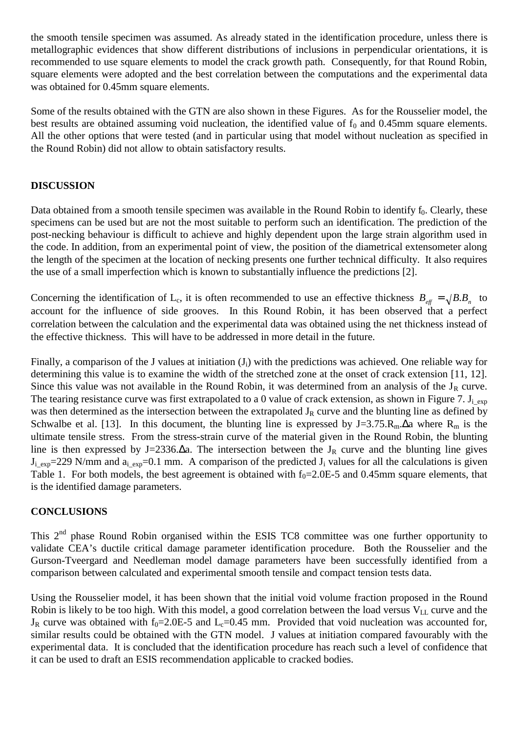the smooth tensile specimen was assumed. As already stated in the identification procedure, unless there is metallographic evidences that show different distributions of inclusions in perpendicular orientations, it is recommended to use square elements to model the crack growth path. Consequently, for that Round Robin, square elements were adopted and the best correlation between the computations and the experimental data was obtained for 0.45mm square elements.

Some of the results obtained with the GTN are also shown in these Figures. As for the Rousselier model, the best results are obtained assuming void nucleation, the identified value of $f_0$ and 0.45mm square elements. All the other options that were tested (and in particular using that model without nucleation as specified in the Round Robin) did not allow to obtain satisfactory results.

## DISCUSSION

Data obtained from a smooth tensile specimen was available in the Round Robin to identify $f_0$. Clearly, these specimens can be used but are not the most suitable to perform such an identification. The prediction of the post-necking behaviour is difficult to achieve and highly dependent upon the large strain algorithm used in the code. In addition, from an experimental point of view, the position of the diametrical extensometer along the length of the specimen at the location of necking presents one further technical difficulty. It also requires the use of a small imperfection which is known to substantially influence the predictions [2].

Concerning the identification of $L_c$, it is often recommended to use an effective thickness $B_{eff} = \sqrt{B.B_n}$ to account for the influence of side grooves. In this Round Robin, it has been observed that a perfect correlation between the calculation and the experimental data was obtained using the net thickness instead of the effective thickness. This will have to be addressed in more detail in the future.

Finally, a comparison of the J values at initiation ($J_i$) with the predictions was achieved. One reliable way for determining this value is to examine the width of the stretched zone at the onset of crack extension [11, 12]. Since this value was not available in the Round Robin, it was determined from an analysis of the $J_R$ curve. The tearing resistance curve was first extrapolated to a 0 value of crack extension, as shown in Figure 7. $J_{i\_exp}$ was then determined as the intersection between the extrapolated $J_R$ curve and the blunting line as defined by Schwalbe et al. [13]. In this document, the blunting line is expressed by $J=3.75.R_m.\Delta a$ where $R_m$ is the ultimate tensile stress. From the stress-strain curve of the material given in the Round Robin, the blunting line is then expressed by $J=2336.\Delta a$. The intersection between the $J_R$ curve and the blunting line gives $J_{i\_exp}$=229 N/mm and $a_{i\_exp}$=0.1 mm. A comparison of the predicted $J_i$ values for all the calculations is given Table 1. For both models, the best agreement is obtained with $f_0$=2.0E-5 and 0.45mm square elements, that is the identified damage parameters.

## CONCLUSIONS

This 2nd phase Round Robin organised within the ESIS TC8 committee was one further opportunity to validate CEA's ductile critical damage parameter identification procedure. Both the Rousselier and the Gurson-Tveergard and Needleman model damage parameters have been successfully identified from a comparison between calculated and experimental smooth tensile and compact tension tests data.

Using the Rousselier model, it has been shown that the initial void volume fraction proposed in the Round Robin is likely to be too high. With this model, a good correlation between the load versus $V_{LL}$ curve and the $J_R$ curve was obtained with $f_0$=2.0E-5 and $L_c$=0.45 mm. Provided that void nucleation was accounted for, similar results could be obtained with the GTN model. J values at initiation compared favourably with the experimental data. It is concluded that the identification procedure has reach such a level of confidence that it can be used to draft an ESIS recommendation applicable to cracked bodies.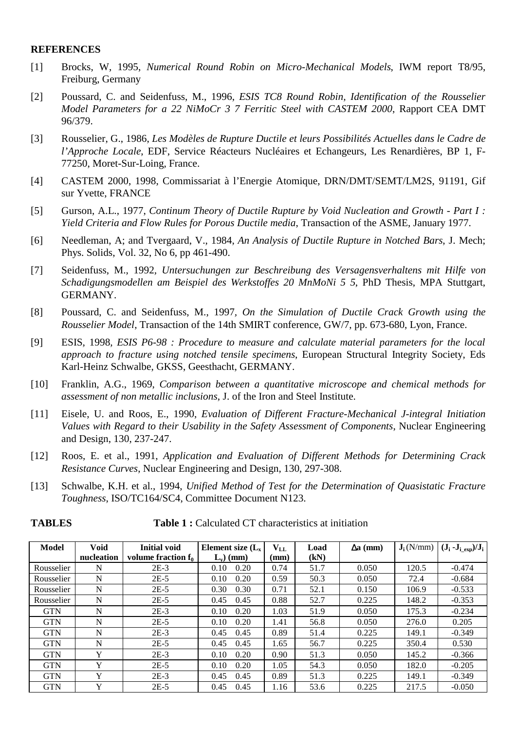## REFERENCES

[1] Brocks, W, 1995, *Numerical Round Robin on Micro-Mechanical Models*, IWM report T8/95, Freiburg, Germany

[2] Poussard, C. and Seidenfuss, M., 1996, *ESIS TC8 Round Robin, Identification of the Rousselier Model Parameters for a 22 NiMoCr 3 7 Ferritic Steel with CASTEM 2000*, Rapport CEA DMT 96/379.

[3] Rousselier, G., 1986, *Les Modèles de Rupture Ductile et leurs Possibilités Actuelles dans le Cadre de l'Approche Locale*, EDF, Service Réacteurs Nucléaires et Echangeurs, Les Renardières, BP 1, F-77250, Moret-Sur-Loing, France.

[4] CASTEM 2000, 1998, Commissariat à l'Energie Atomique, DRN/DMT/SEMT/LM2S, 91191, Gif sur Yvette, FRANCE

[5] Gurson, A.L., 1977, *Continum Theory of Ductile Rupture by Void Nucleation and Growth - Part I : Yield Criteria and Flow Rules for Porous Ductile media*, Transaction of the ASME, January 1977.

[6] Needleman, A; and Tvergaard, V., 1984, *An Analysis of Ductile Rupture in Notched Bars*, J. Mech; Phys. Solids, Vol. 32, No 6, pp 461-490.

[7] Seidenfuss, M., 1992, *Untersuchungen zur Beschreibung des Versagensverhaltens mit Hilfe von Schadigungsmodellen am Beispiel des Werkstoffes 20 MnMoNi 5 5*, PhD Thesis, MPA Stuttgart, GERMANY.

[8] Poussard, C. and Seidenfuss, M., 1997, *On the Simulation of Ductile Crack Growth using the Rousselier Model*, Transaction of the 14th SMIRT conference, GW/7, pp. 673-680, Lyon, France.

[9] ESIS, 1998, *ESIS P6-98 : Procedure to measure and calculate material parameters for the local approach to fracture using notched tensile specimens*, European Structural Integrity Society, Eds Karl-Heinz Schwalbe, GKSS, Geesthacht, GERMANY.

[10] Franklin, A.G., 1969, *Comparison between a quantitative microscope and chemical methods for assessment of non metallic inclusions*, J. of the Iron and Steel Institute.

[11] Eisele, U. and Roos, E., 1990, *Evaluation of Different Fracture-Mechanical J-integral Initiation Values with Regard to their Usability in the Safety Assessment of Components*, Nuclear Engineering and Design, 130, 237-247.

[12] Roos, E. et al., 1991, *Application and Evaluation of Different Methods for Determining Crack Resistance Curves*, Nuclear Engineering and Design, 130, 297-308.

[13] Schwalbe, K.H. et al., 1994, *Unified Method of Test for the Determination of Quasistatic Fracture Toughness*, ISO/TC164/SC4, Committee Document N123.

## TABLES

**Table 1 :** Calculated CT characteristics at initiation

| Model | Void nucleation | Initial void volume fraction $f_0$ | Element size ($L_x$ $L_y$) (mm) | $V_{LL}$ (mm) | Load (kN) | $\Delta a$ (mm) | $J_i$ (N/mm) | $(J_i - J_{i\_exp})/J_i$ |
|---|---|---|---|---|---|---|---|---|
| Rousselier | N | 2E-3 | 0.10 0.20 | 0.74 | 51.7 | 0.050 | 120.5 | -0.474 |
| Rousselier | N | 2E-5 | 0.10 0.20 | 0.59 | 50.3 | 0.050 | 72.4 | -0.684 |
| Rousselier | N | 2E-5 | 0.30 0.30 | 0.71 | 52.1 | 0.150 | 106.9 | -0.533 |
| Rousselier | N | 2E-5 | 0.45 0.45 | 0.88 | 52.7 | 0.225 | 148.2 | -0.353 |
| GTN | N | 2E-3 | 0.10 0.20 | 1.03 | 51.9 | 0.050 | 175.3 | -0.234 |
| GTN | N | 2E-5 | 0.10 0.20 | 1.41 | 56.8 | 0.050 | 276.0 | 0.205 |
| GTN | N | 2E-3 | 0.45 0.45 | 0.89 | 51.4 | 0.225 | 149.1 | -0.349 |
| GTN | N | 2E-5 | 0.45 0.45 | 1.65 | 56.7 | 0.225 | 350.4 | 0.530 |
| GTN | Y | 2E-3 | 0.10 0.20 | 0.90 | 51.3 | 0.050 | 145.2 | -0.366 |
| GTN | Y | 2E-5 | 0.10 0.20 | 1.05 | 54.3 | 0.050 | 182.0 | -0.205 |
| GTN | Y | 2E-3 | 0.45 0.45 | 0.89 | 51.3 | 0.225 | 149.1 | -0.349 |
| GTN | Y | 2E-5 | 0.45 0.45 | 1.16 | 53.6 | 0.225 | 217.5 | -0.050 |